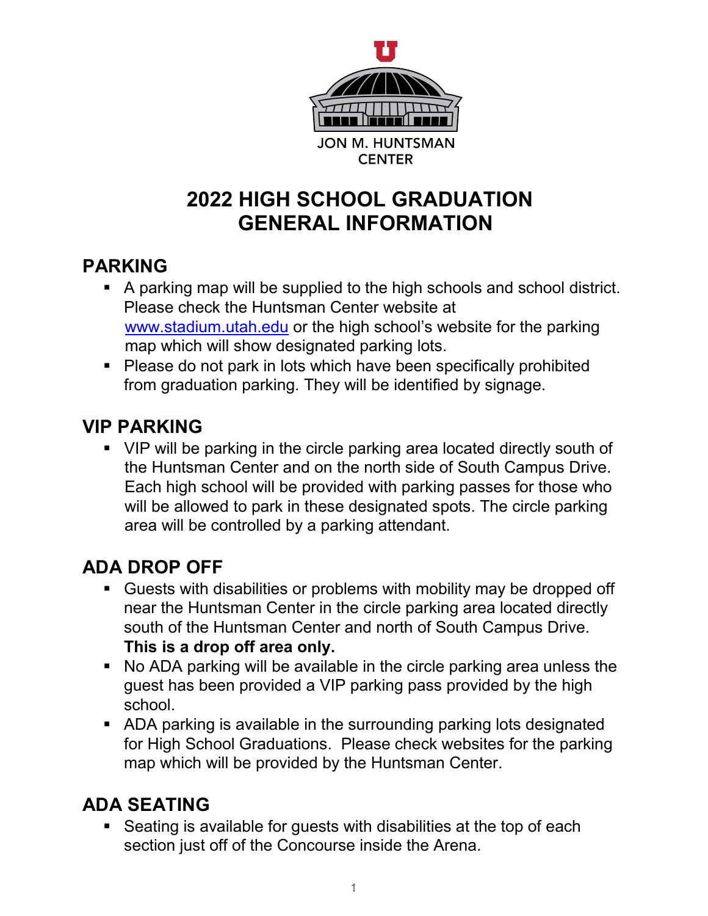JON M. HUNTSMAN CENTER

# 2022 HIGH SCHOOL GRADUATION GENERAL INFORMATION

## PARKING

- A parking map will be supplied to the high schools and school district. Please check the Huntsman Center website at [www.stadium.utah.edu](http://www.stadium.utah.edu) or the high school's website for the parking map which will show designated parking lots.
- Please do not park in lots which have been specifically prohibited from graduation parking. They will be identified by signage.

## VIP PARKING

- VIP will be parking in the circle parking area located directly south of the Huntsman Center and on the north side of South Campus Drive. Each high school will be provided with parking passes for those who will be allowed to park in these designated spots. The circle parking area will be controlled by a parking attendant.

## ADA DROP OFF

- Guests with disabilities or problems with mobility may be dropped off near the Huntsman Center in the circle parking area located directly south of the Huntsman Center and north of South Campus Drive. **This is a drop off area only.**
- No ADA parking will be available in the circle parking area unless the guest has been provided a VIP parking pass provided by the high school.
- ADA parking is available in the surrounding parking lots designated for High School Graduations. Please check websites for the parking map which will be provided by the Huntsman Center.

## ADA SEATING

- Seating is available for guests with disabilities at the top of each section just off of the Concourse inside the Arena.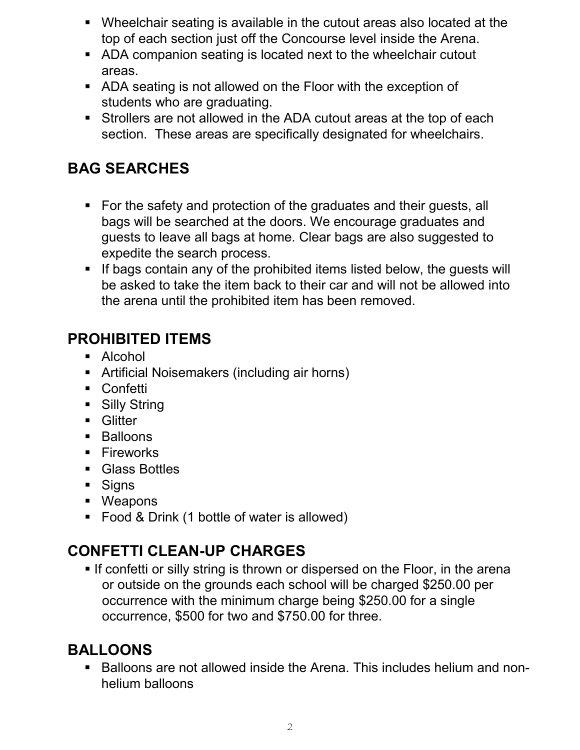- Wheelchair seating is available in the cutout areas also located at the top of each section just off the Concourse level inside the Arena.
- ADA companion seating is located next to the wheelchair cutout areas.
- ADA seating is not allowed on the Floor with the exception of students who are graduating.
- Strollers are not allowed in the ADA cutout areas at the top of each section. These areas are specifically designated for wheelchairs.

## BAG SEARCHES

- For the safety and protection of the graduates and their guests, all bags will be searched at the doors. We encourage graduates and guests to leave all bags at home. Clear bags are also suggested to expedite the search process.
- If bags contain any of the prohibited items listed below, the guests will be asked to take the item back to their car and will not be allowed into the arena until the prohibited item has been removed.

## PROHIBITED ITEMS

- Alcohol
- Artificial Noisemakers (including air horns)
- Confetti
- Silly String
- Glitter
- Balloons
- Fireworks
- Glass Bottles
- Signs
- Weapons
- Food & Drink (1 bottle of water is allowed)

## CONFETTI CLEAN-UP CHARGES

- If confetti or silly string is thrown or dispersed on the Floor, in the arena or outside on the grounds each school will be charged $250.00 per occurrence with the minimum charge being $250.00 for a single occurrence, $500 for two and $750.00 for three.

## BALLOONS

- Balloons are not allowed inside the Arena. This includes helium and non-helium balloons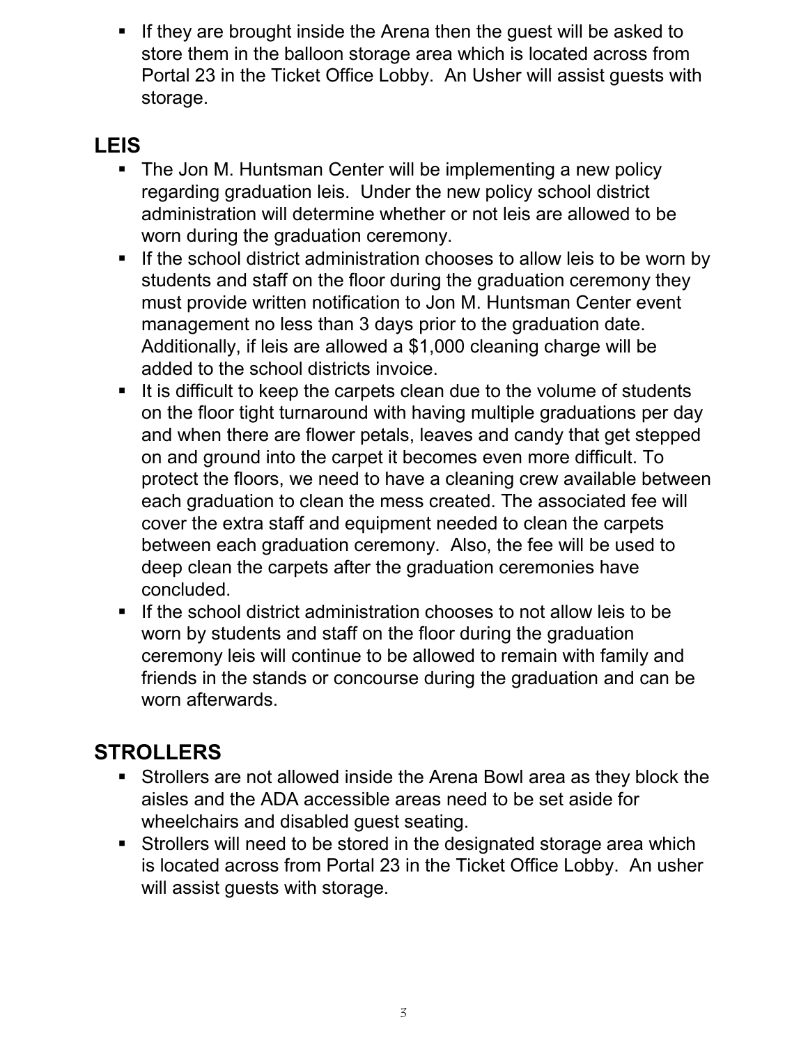- If they are brought inside the Arena then the guest will be asked to store them in the balloon storage area which is located across from Portal 23 in the Ticket Office Lobby. An Usher will assist guests with storage.

## LEIS

- The Jon M. Huntsman Center will be implementing a new policy regarding graduation leis. Under the new policy school district administration will determine whether or not leis are allowed to be worn during the graduation ceremony.
- If the school district administration chooses to allow leis to be worn by students and staff on the floor during the graduation ceremony they must provide written notification to Jon M. Huntsman Center event management no less than 3 days prior to the graduation date. Additionally, if leis are allowed a $1,000 cleaning charge will be added to the school districts invoice.
- It is difficult to keep the carpets clean due to the volume of students on the floor tight turnaround with having multiple graduations per day and when there are flower petals, leaves and candy that get stepped on and ground into the carpet it becomes even more difficult. To protect the floors, we need to have a cleaning crew available between each graduation to clean the mess created. The associated fee will cover the extra staff and equipment needed to clean the carpets between each graduation ceremony. Also, the fee will be used to deep clean the carpets after the graduation ceremonies have concluded.
- If the school district administration chooses to not allow leis to be worn by students and staff on the floor during the graduation ceremony leis will continue to be allowed to remain with family and friends in the stands or concourse during the graduation and can be worn afterwards.

## STROLLERS

- Strollers are not allowed inside the Arena Bowl area as they block the aisles and the ADA accessible areas need to be set aside for wheelchairs and disabled guest seating.
- Strollers will need to be stored in the designated storage area which is located across from Portal 23 in the Ticket Office Lobby. An usher will assist guests with storage.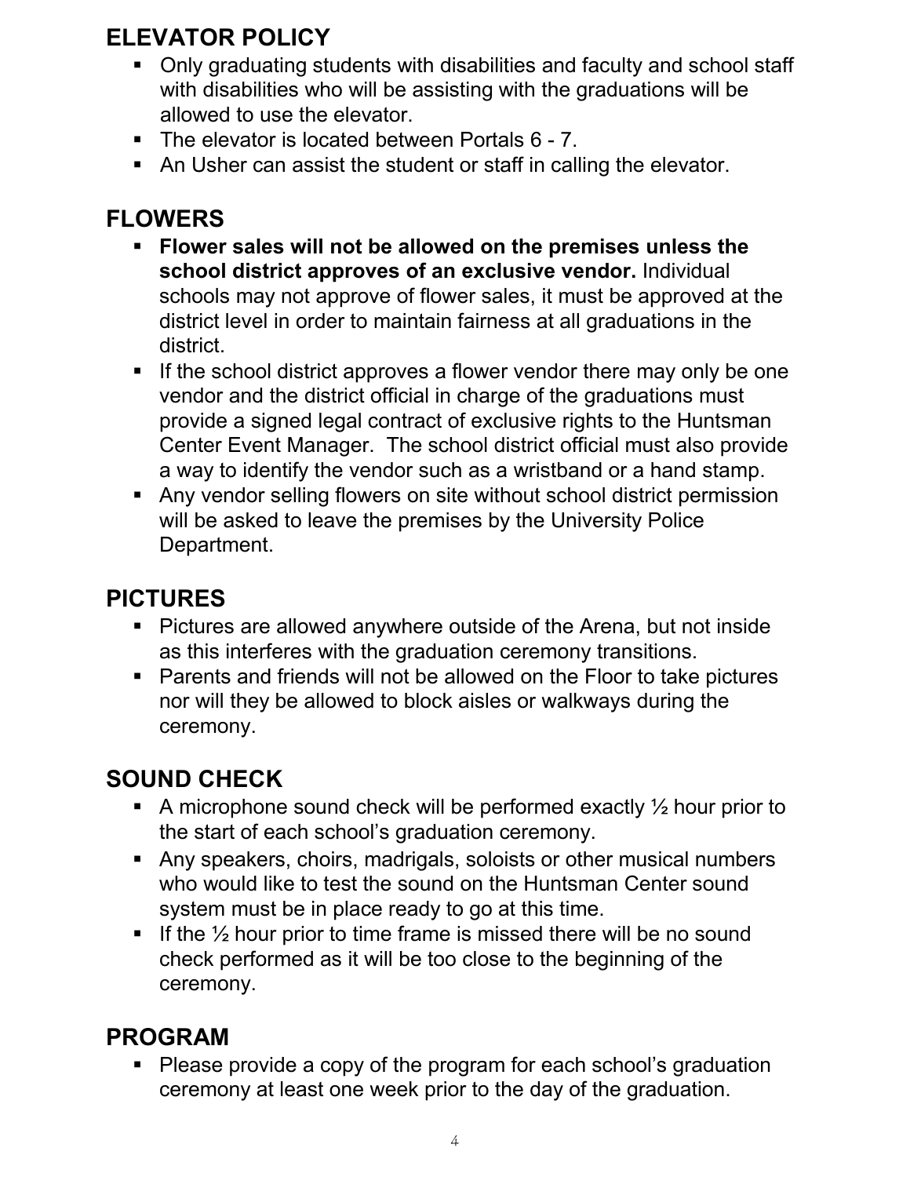## ELEVATOR POLICY

- Only graduating students with disabilities and faculty and school staff with disabilities who will be assisting with the graduations will be allowed to use the elevator.
- The elevator is located between Portals 6 - 7.
- An Usher can assist the student or staff in calling the elevator.

## FLOWERS

- **Flower sales will not be allowed on the premises unless the school district approves of an exclusive vendor.** Individual schools may not approve of flower sales, it must be approved at the district level in order to maintain fairness at all graduations in the district.
- If the school district approves a flower vendor there may only be one vendor and the district official in charge of the graduations must provide a signed legal contract of exclusive rights to the Huntsman Center Event Manager. The school district official must also provide a way to identify the vendor such as a wristband or a hand stamp.
- Any vendor selling flowers on site without school district permission will be asked to leave the premises by the University Police Department.

## PICTURES

- Pictures are allowed anywhere outside of the Arena, but not inside as this interferes with the graduation ceremony transitions.
- Parents and friends will not be allowed on the Floor to take pictures nor will they be allowed to block aisles or walkways during the ceremony.

## SOUND CHECK

- A microphone sound check will be performed exactly ½ hour prior to the start of each school's graduation ceremony.
- Any speakers, choirs, madrigals, soloists or other musical numbers who would like to test the sound on the Huntsman Center sound system must be in place ready to go at this time.
- If the ½ hour prior to time frame is missed there will be no sound check performed as it will be too close to the beginning of the ceremony.

## PROGRAM

- Please provide a copy of the program for each school's graduation ceremony at least one week prior to the day of the graduation.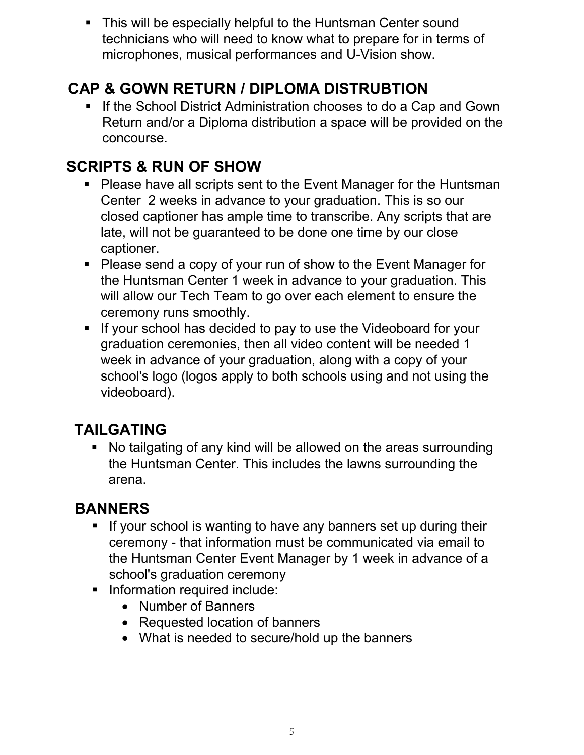- This will be especially helpful to the Huntsman Center sound technicians who will need to know what to prepare for in terms of microphones, musical performances and U-Vision show.

## CAP & GOWN RETURN / DIPLOMA DISTRUBTION

- If the School District Administration chooses to do a Cap and Gown Return and/or a Diploma distribution a space will be provided on the concourse.

## SCRIPTS & RUN OF SHOW

- Please have all scripts sent to the Event Manager for the Huntsman Center 2 weeks in advance to your graduation. This is so our closed captioner has ample time to transcribe. Any scripts that are late, will not be guaranteed to be done one time by our close captioner.
- Please send a copy of your run of show to the Event Manager for the Huntsman Center 1 week in advance to your graduation. This will allow our Tech Team to go over each element to ensure the ceremony runs smoothly.
- If your school has decided to pay to use the Videoboard for your graduation ceremonies, then all video content will be needed 1 week in advance of your graduation, along with a copy of your school's logo (logos apply to both schools using and not using the videoboard).

## TAILGATING

- No tailgating of any kind will be allowed on the areas surrounding the Huntsman Center. This includes the lawns surrounding the arena.

## BANNERS

- If your school is wanting to have any banners set up during their ceremony - that information must be communicated via email to the Huntsman Center Event Manager by 1 week in advance of a school's graduation ceremony
- Information required include:
  - Number of Banners
  - Requested location of banners
  - What is needed to secure/hold up the banners